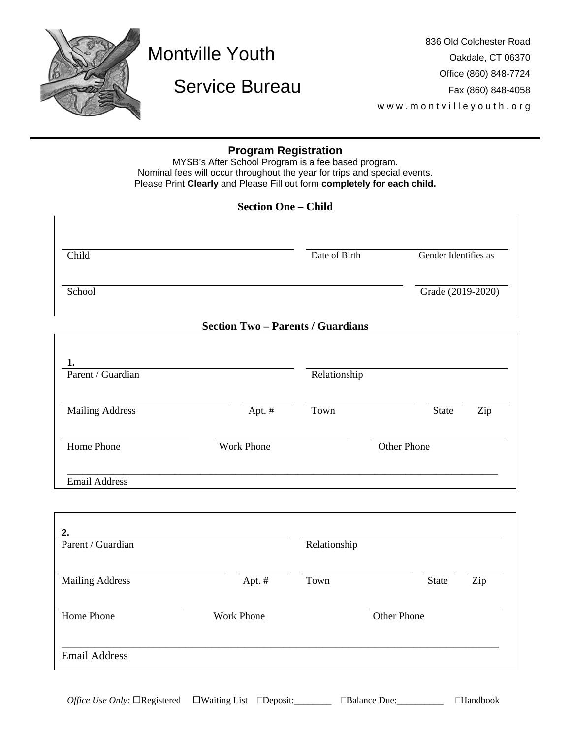# Montville Youth Service Bureau

836 Old Colchester Road
Oakdale, CT 06370
Office (860) 848-7724
Fax (860) 848-4058
www.montvilleyouth.org

---

## Program Registration

MYSB's After School Program is a fee based program.
Nominal fees will occur throughout the year for trips and special events.
Please Print **Clearly** and Please Fill out form **completely for each child.**

### Section One – Child

Child ______________________ Date of Birth ______________ Gender Identifies as ______________

School ______________________ Grade (2019-2020) ______________

### Section Two – Parents / Guardians

**1.**

Parent / Guardian ______________________ Relationship ______________________

Mailing Address ______________ Apt. # ______ Town ______________ State ______ Zip ______

Home Phone ______________ Work Phone ______________ Other Phone ______________

Email Address ______________________________________________

**2.**

Parent / Guardian ______________________ Relationship ______________________

Mailing Address ______________ Apt. # ______ Town ______________ State ______ Zip ______

Home Phone ______________ Work Phone ______________ Other Phone ______________

Email Address ______________________________________________

*Office Use Only:* ☐Registered ☐Waiting List ☐Deposit:________ ☐Balance Due:__________ ☐Handbook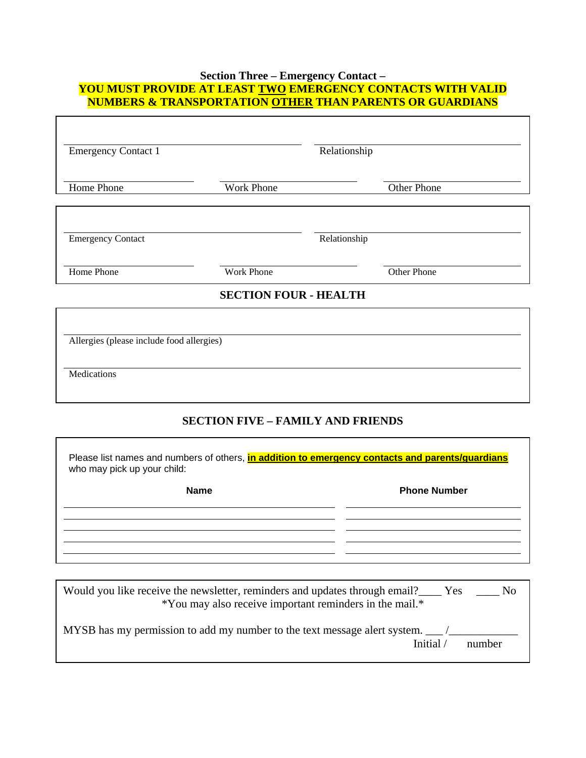**Section Three – Emergency Contact –**
**YOU MUST PROVIDE AT LEAST <u>TWO</u> EMERGENCY CONTACTS WITH VALID NUMBERS & TRANSPORTATION <u>OTHER</u> THAN PARENTS OR GUARDIANS**

Emergency Contact 1 ______________________ Relationship ______________________

Home Phone ______________ Work Phone ______________ Other Phone ______________

Emergency Contact ______________________ Relationship ______________________

Home Phone ______________ Work Phone ______________ Other Phone ______________

## SECTION FOUR - HEALTH

Allergies (please include food allergies) ______________________________________________

Medications ______________________________________________

## SECTION FIVE – FAMILY AND FRIENDS

Please list names and numbers of others, **<u>in addition to emergency contacts and parents/guardians</u>** who may pick up your child:

| Name | Phone Number |
|---|---|
| | |
| | |
| | |
| | |
| | |

Would you like receive the newsletter, reminders and updates through email?____ Yes ____ No
*You may also receive important reminders in the mail.*

MYSB has my permission to add my number to the text message alert system. ___ /____________
Initial / number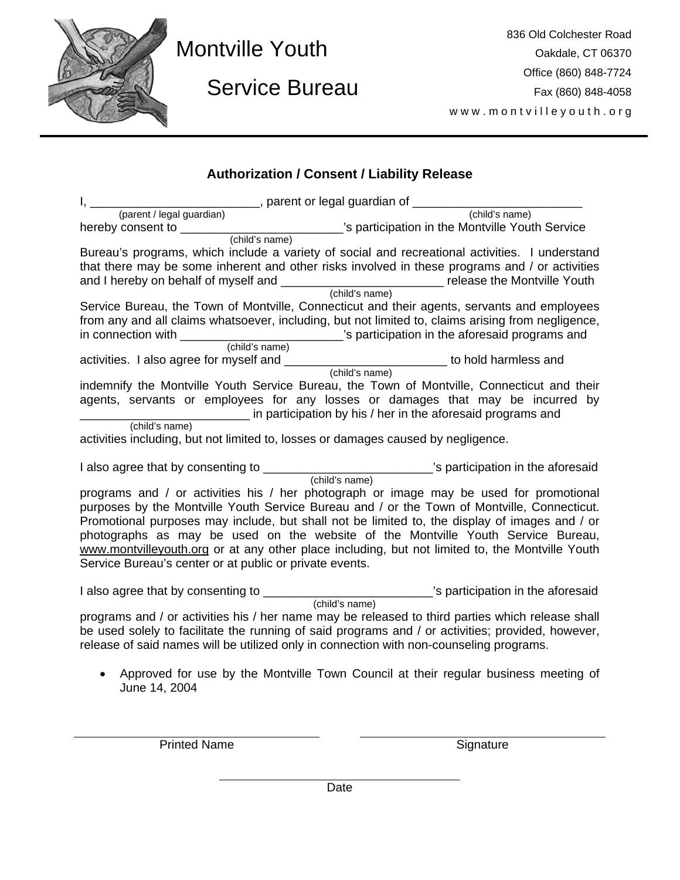Montville Youth

Service Bureau

836 Old Colchester Road
Oakdale, CT 06370
Office (860) 848-7724
Fax (860) 848-4058
www.montvilleyouth.org

---

### Authorization / Consent / Liability Release

I, _________________________ (parent / legal guardian), parent or legal guardian of _________________________ (child's name) hereby consent to ________________________ (child's name)'s participation in the Montville Youth Service Bureau's programs, which include a variety of social and recreational activities. I understand that there may be some inherent and other risks involved in these programs and / or activities and I hereby on behalf of myself and ________________________ (child's name) release the Montville Youth Service Bureau, the Town of Montville, Connecticut and their agents, servants and employees from any and all claims whatsoever, including, but not limited to, claims arising from negligence, in connection with ________________________ (child's name)'s participation in the aforesaid programs and activities. I also agree for myself and ________________________ (child's name) to hold harmless and indemnify the Montville Youth Service Bureau, the Town of Montville, Connecticut and their agents, servants or employees for any losses or damages that may be incurred by ________________________ (child's name) in participation by his / her in the aforesaid programs and activities including, but not limited to, losses or damages caused by negligence.

I also agree that by consenting to _________________________ (child's name)'s participation in the aforesaid programs and / or activities his / her photograph or image may be used for promotional purposes by the Montville Youth Service Bureau and / or the Town of Montville, Connecticut. Promotional purposes may include, but shall not be limited to, the display of images and / or photographs as may be used on the website of the Montville Youth Service Bureau, www.montvilleyouth.org or at any other place including, but not limited to, the Montville Youth Service Bureau's center or at public or private events.

I also agree that by consenting to _________________________ (child's name)'s participation in the aforesaid programs and / or activities his / her name may be released to third parties which release shall be used solely to facilitate the running of said programs and / or activities; provided, however, release of said names will be utilized only in connection with non-counseling programs.

- Approved for use by the Montville Town Council at their regular business meeting of June 14, 2004

_________________________ Printed Name

_________________________ Signature

_________________________ Date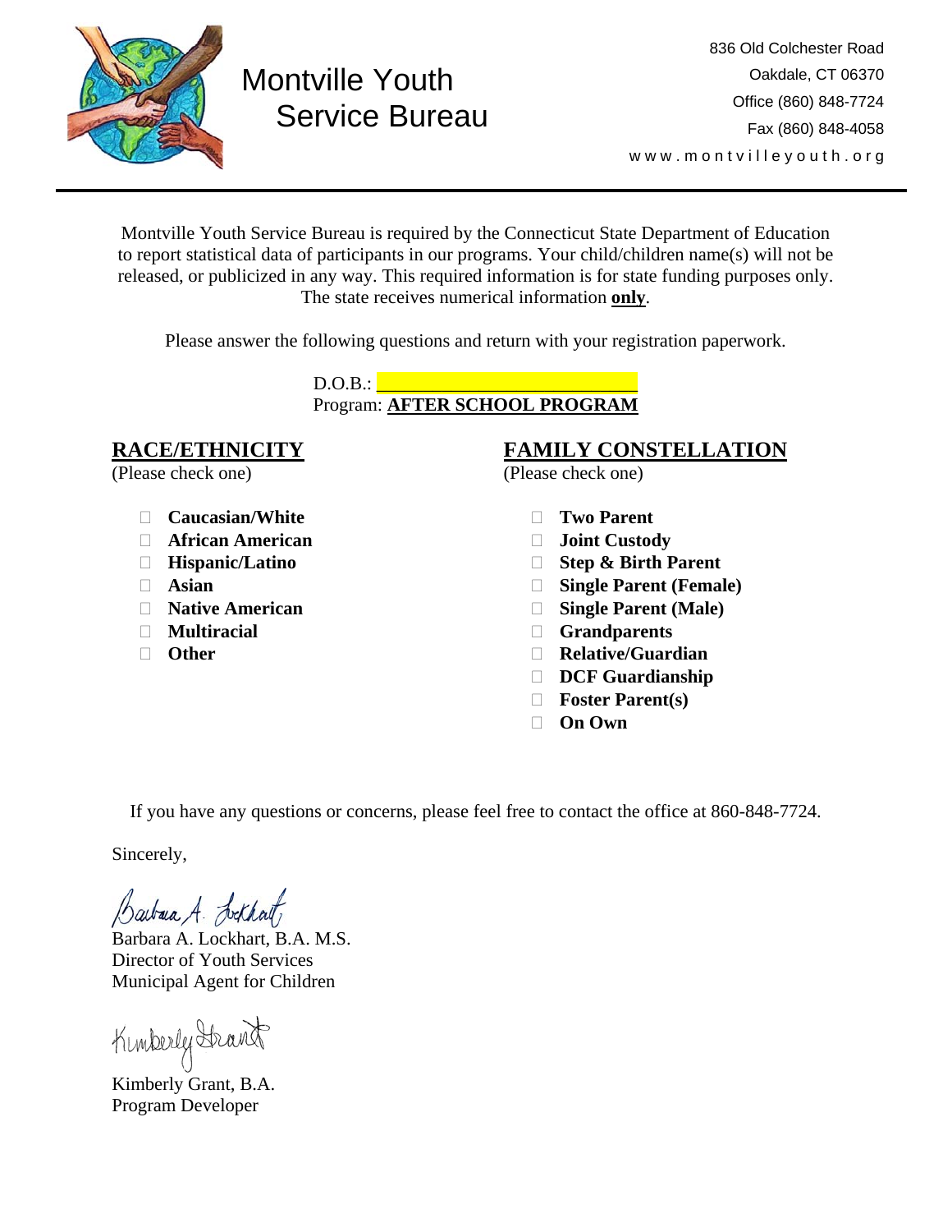# Montville Youth Service Bureau

836 Old Colchester Road
Oakdale, CT 06370
Office (860) 848-7724
Fax (860) 848-4058
www.montvilleyouth.org

---

Montville Youth Service Bureau is required by the Connecticut State Department of Education to report statistical data of participants in our programs. Your child/children name(s) will not be released, or publicized in any way. This required information is for state funding purposes only. The state receives numerical information **only**.

Please answer the following questions and return with your registration paperwork.

D.O.B.: ____________________________
Program: **AFTER SCHOOL PROGRAM**

## RACE/ETHNICITY

(Please check one)

- ☐ **Caucasian/White**
- ☐ **African American**
- ☐ **Hispanic/Latino**
- ☐ **Asian**
- ☐ **Native American**
- ☐ **Multiracial**
- ☐ **Other**

## FAMILY CONSTELLATION

(Please check one)

- ☐ **Two Parent**
- ☐ **Joint Custody**
- ☐ **Step & Birth Parent**
- ☐ **Single Parent (Female)**
- ☐ **Single Parent (Male)**
- ☐ **Grandparents**
- ☐ **Relative/Guardian**
- ☐ **DCF Guardianship**
- ☐ **Foster Parent(s)**
- ☐ **On Own**

If you have any questions or concerns, please feel free to contact the office at 860-848-7724.

Sincerely,

Barbara A. Lockhart

Barbara A. Lockhart, B.A. M.S.
Director of Youth Services
Municipal Agent for Children

Kimberly Grant

Kimberly Grant, B.A.
Program Developer